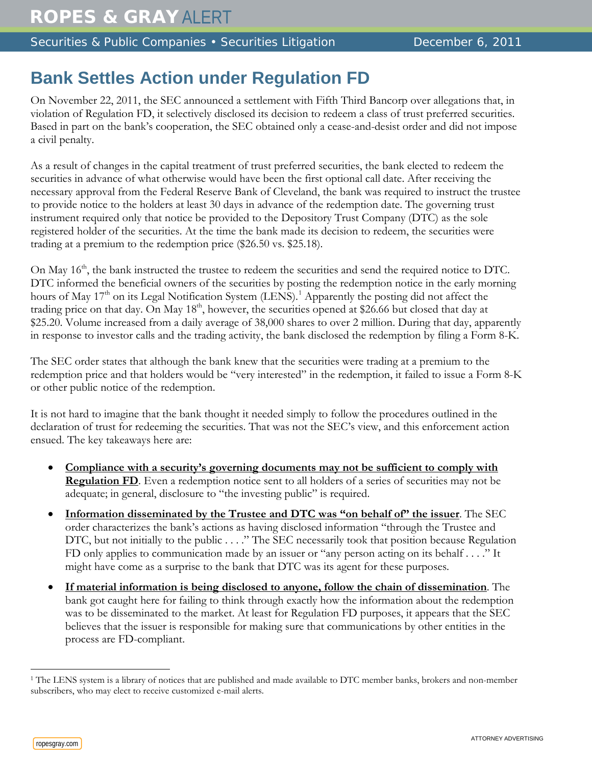# ROPES & GRAY ALERT

Securities & Public Companies • Securities Litigation December 6, 2011

## Bank Settles Action under Regulation FD

On November 22, 2011, the SEC announced a settlement with Fifth Third Bancorp over allegations that, in violation of Regulation FD, it selectively disclosed its decision to redeem a class of trust preferred securities. Based in part on the bank's cooperation, the SEC obtained only a cease-and-desist order and did not impose a civil penalty.

As a result of changes in the capital treatment of trust preferred securities, the bank elected to redeem the securities in advance of what otherwise would have been the first optional call date. After receiving the necessary approval from the Federal Reserve Bank of Cleveland, the bank was required to instruct the trustee to provide notice to the holders at least 30 days in advance of the redemption date. The governing trust instrument required only that notice be provided to the Depository Trust Company (DTC) as the sole registered holder of the securities. At the time the bank made its decision to redeem, the securities were trading at a premium to the redemption price ($26.50 vs. $25.18).

On May 16th, the bank instructed the trustee to redeem the securities and send the required notice to DTC. DTC informed the beneficial owners of the securities by posting the redemption notice in the early morning hours of May 17th on its Legal Notification System (LENS).[1] Apparently the posting did not affect the trading price on that day. On May 18th, however, the securities opened at $26.66 but closed that day at $25.20. Volume increased from a daily average of 38,000 shares to over 2 million. During that day, apparently in response to investor calls and the trading activity, the bank disclosed the redemption by filing a Form 8-K.

The SEC order states that although the bank knew that the securities were trading at a premium to the redemption price and that holders would be "very interested" in the redemption, it failed to issue a Form 8-K or other public notice of the redemption.

It is not hard to imagine that the bank thought it needed simply to follow the procedures outlined in the declaration of trust for redeeming the securities. That was not the SEC's view, and this enforcement action ensued. The key takeaways here are:

- **Compliance with a security's governing documents may not be sufficient to comply with Regulation FD**. Even a redemption notice sent to all holders of a series of securities may not be adequate; in general, disclosure to "the investing public" is required.
- **Information disseminated by the Trustee and DTC was "on behalf of" the issuer**. The SEC order characterizes the bank's actions as having disclosed information "through the Trustee and DTC, but not initially to the public . . . ." The SEC necessarily took that position because Regulation FD only applies to communication made by an issuer or "any person acting on its behalf . . . ." It might have come as a surprise to the bank that DTC was its agent for these purposes.
- **If material information is being disclosed to anyone, follow the chain of dissemination**. The bank got caught here for failing to think through exactly how the information about the redemption was to be disseminated to the market. At least for Regulation FD purposes, it appears that the SEC believes that the issuer is responsible for making sure that communications by other entities in the process are FD-compliant.

[1] The LENS system is a library of notices that are published and made available to DTC member banks, brokers and non-member subscribers, who may elect to receive customized e-mail alerts.

ropesgray.com ATTORNEY ADVERTISING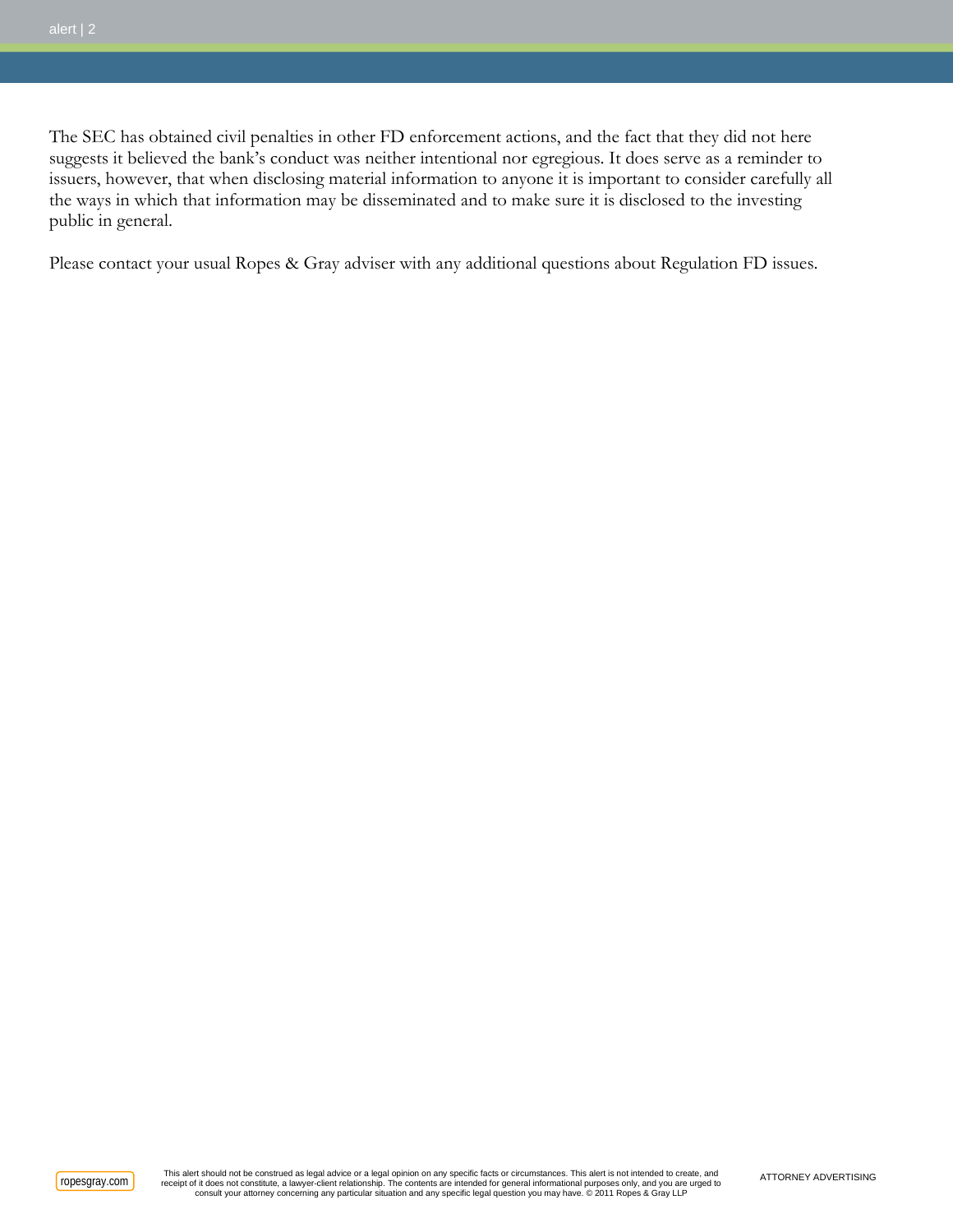The SEC has obtained civil penalties in other FD enforcement actions, and the fact that they did not here suggests it believed the bank's conduct was neither intentional nor egregious. It does serve as a reminder to issuers, however, that when disclosing material information to anyone it is important to consider carefully all the ways in which that information may be disseminated and to make sure it is disclosed to the investing public in general.

Please contact your usual Ropes & Gray adviser with any additional questions about Regulation FD issues.

This alert should not be construed as legal advice or a legal opinion on any specific facts or circumstances. This alert is not intended to create, and receipt of it does not constitute, a lawyer-client relationship. The contents are intended for general informational purposes only, and you are urged to consult your attorney concerning any particular situation and any specific legal question you may have. © 2011 Ropes & Gray LLP

ATTORNEY ADVERTISING